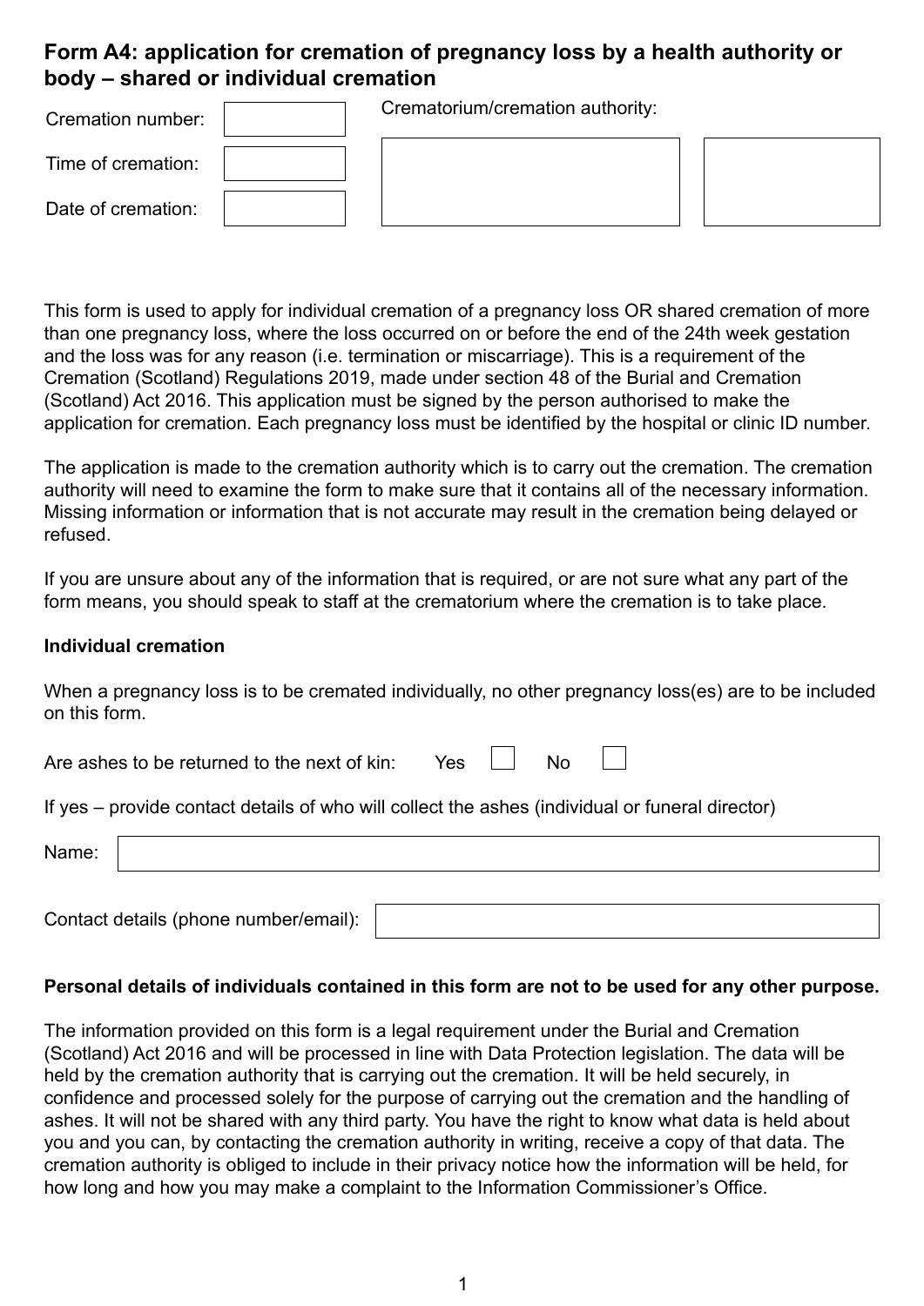# Form A4: application for cremation of pregnancy loss by a health authority or body – shared or individual cremation

| Cremation number: | |
|---|---|
| Time of cremation: | |
| Date of cremation: | |

Crematorium/cremation authority:

This form is used to apply for individual cremation of a pregnancy loss OR shared cremation of more than one pregnancy loss, where the loss occurred on or before the end of the 24th week gestation and the loss was for any reason (i.e. termination or miscarriage). This is a requirement of the Cremation (Scotland) Regulations 2019, made under section 48 of the Burial and Cremation (Scotland) Act 2016. This application must be signed by the person authorised to make the application for cremation. Each pregnancy loss must be identified by the hospital or clinic ID number.

The application is made to the cremation authority which is to carry out the cremation. The cremation authority will need to examine the form to make sure that it contains all of the necessary information. Missing information or information that is not accurate may result in the cremation being delayed or refused.

If you are unsure about any of the information that is required, or are not sure what any part of the form means, you should speak to staff at the crematorium where the cremation is to take place.

**Individual cremation**

When a pregnancy loss is to be cremated individually, no other pregnancy loss(es) are to be included on this form.

Are ashes to be returned to the next of kin: Yes ☐ No ☐

If yes – provide contact details of who will collect the ashes (individual or funeral director)

Name:

Contact details (phone number/email):

**Personal details of individuals contained in this form are not to be used for any other purpose.**

The information provided on this form is a legal requirement under the Burial and Cremation (Scotland) Act 2016 and will be processed in line with Data Protection legislation. The data will be held by the cremation authority that is carrying out the cremation. It will be held securely, in confidence and processed solely for the purpose of carrying out the cremation and the handling of ashes. It will not be shared with any third party. You have the right to know what data is held about you and you can, by contacting the cremation authority in writing, receive a copy of that data. The cremation authority is obliged to include in their privacy notice how the information will be held, for how long and how you may make a complaint to the Information Commissioner's Office.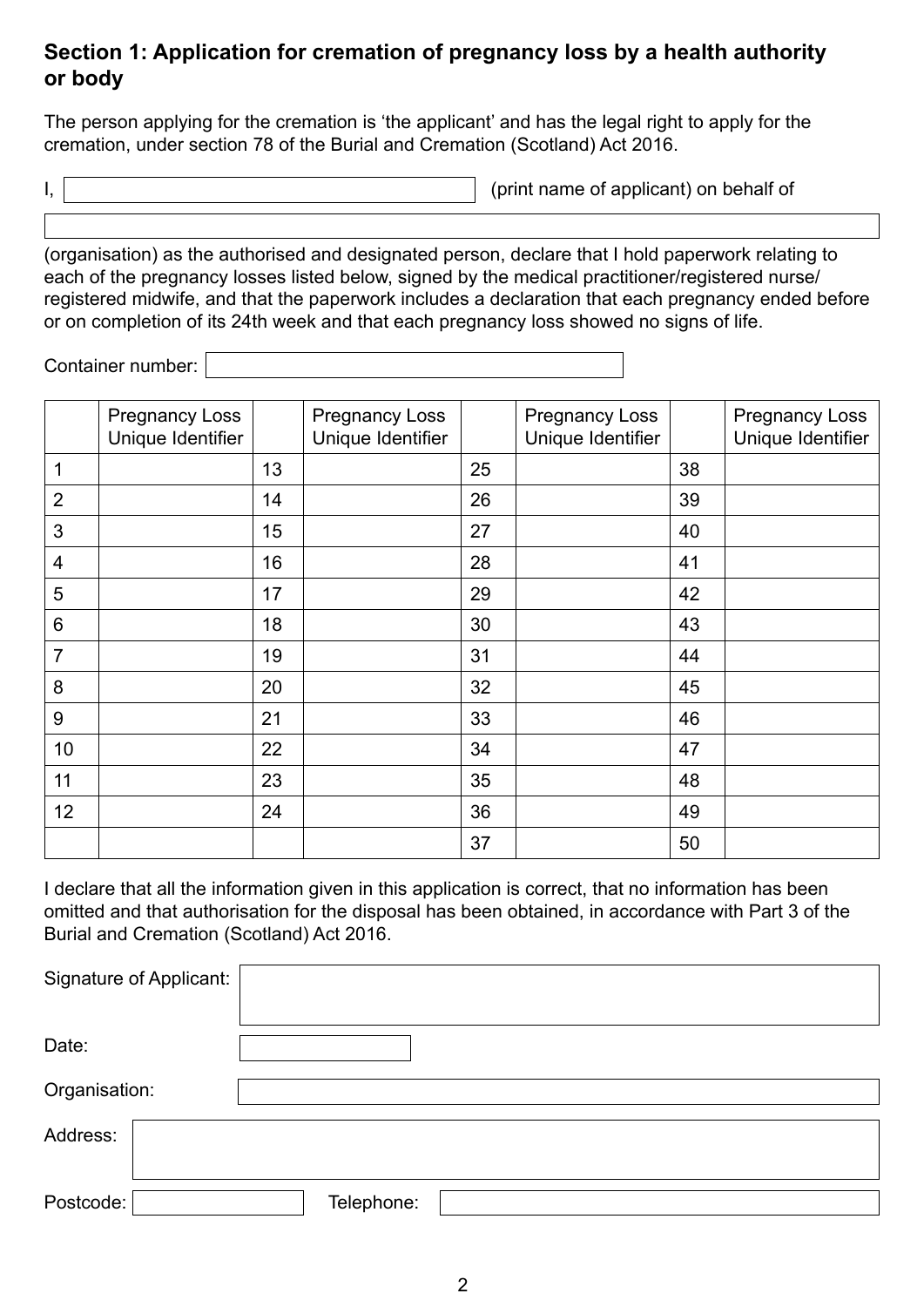## Section 1: Application for cremation of pregnancy loss by a health authority or body

The person applying for the cremation is 'the applicant' and has the legal right to apply for the cremation, under section 78 of the Burial and Cremation (Scotland) Act 2016.

I, \_\_\_\_\_\_\_\_\_\_\_\_\_\_\_\_\_\_\_\_ (print name of applicant) on behalf of

\_\_\_\_\_\_\_\_\_\_\_\_\_\_\_\_\_\_\_\_\_\_\_\_\_\_\_\_\_\_\_\_\_\_\_\_\_\_\_\_

(organisation) as the authorised and designated person, declare that I hold paperwork relating to each of the pregnancy losses listed below, signed by the medical practitioner/registered nurse/ registered midwife, and that the paperwork includes a declaration that each pregnancy ended before or on completion of its 24th week and that each pregnancy loss showed no signs of life.

Container number: \_\_\_\_\_\_\_\_\_\_\_\_\_\_\_\_\_\_\_\_

| | Pregnancy Loss Unique Identifier | | Pregnancy Loss Unique Identifier | | Pregnancy Loss Unique Identifier | | Pregnancy Loss Unique Identifier |
|---|---|---|---|---|---|---|---|
| 1 | | 13 | | 25 | | 38 | |
| 2 | | 14 | | 26 | | 39 | |
| 3 | | 15 | | 27 | | 40 | |
| 4 | | 16 | | 28 | | 41 | |
| 5 | | 17 | | 29 | | 42 | |
| 6 | | 18 | | 30 | | 43 | |
| 7 | | 19 | | 31 | | 44 | |
| 8 | | 20 | | 32 | | 45 | |
| 9 | | 21 | | 33 | | 46 | |
| 10 | | 22 | | 34 | | 47 | |
| 11 | | 23 | | 35 | | 48 | |
| 12 | | 24 | | 36 | | 49 | |
| | | | | 37 | | 50 | |

I declare that all the information given in this application is correct, that no information has been omitted and that authorisation for the disposal has been obtained, in accordance with Part 3 of the Burial and Cremation (Scotland) Act 2016.

Signature of Applicant: \_\_\_\_\_\_\_\_\_\_\_\_\_\_\_\_\_\_\_\_

Date: \_\_\_\_\_\_\_\_\_\_

Organisation: \_\_\_\_\_\_\_\_\_\_\_\_\_\_\_\_\_\_\_\_

Address: \_\_\_\_\_\_\_\_\_\_\_\_\_\_\_\_\_\_\_\_

Postcode: \_\_\_\_\_\_\_\_\_\_ Telephone: \_\_\_\_\_\_\_\_\_\_\_\_\_\_\_\_\_\_\_\_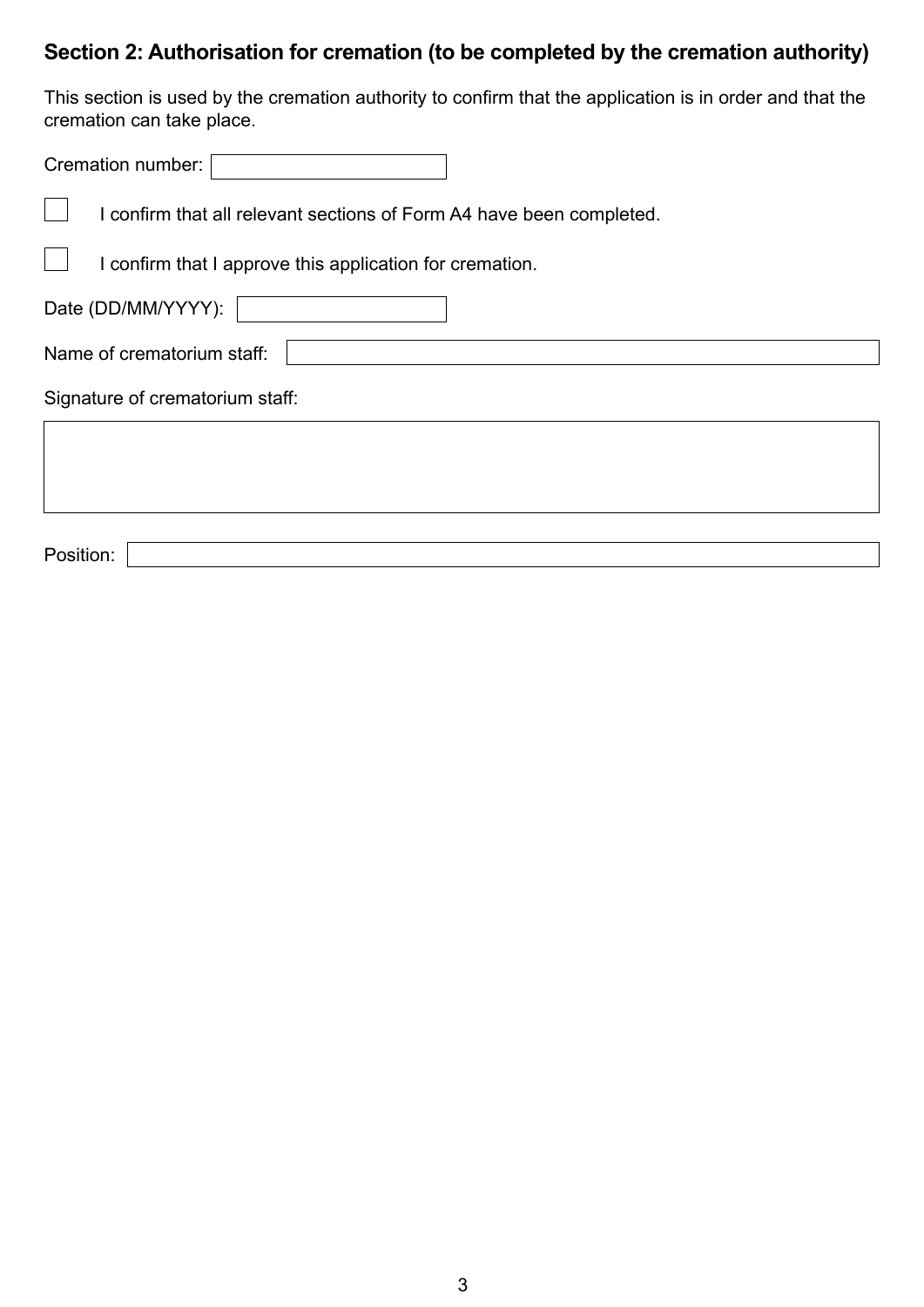## Section 2: Authorisation for cremation (to be completed by the cremation authority)

This section is used by the cremation authority to confirm that the application is in order and that the cremation can take place.

Cremation number:

☐ I confirm that all relevant sections of Form A4 have been completed.

☐ I confirm that I approve this application for cremation.

Date (DD/MM/YYYY):

Name of crematorium staff:

Signature of crematorium staff:

Position: